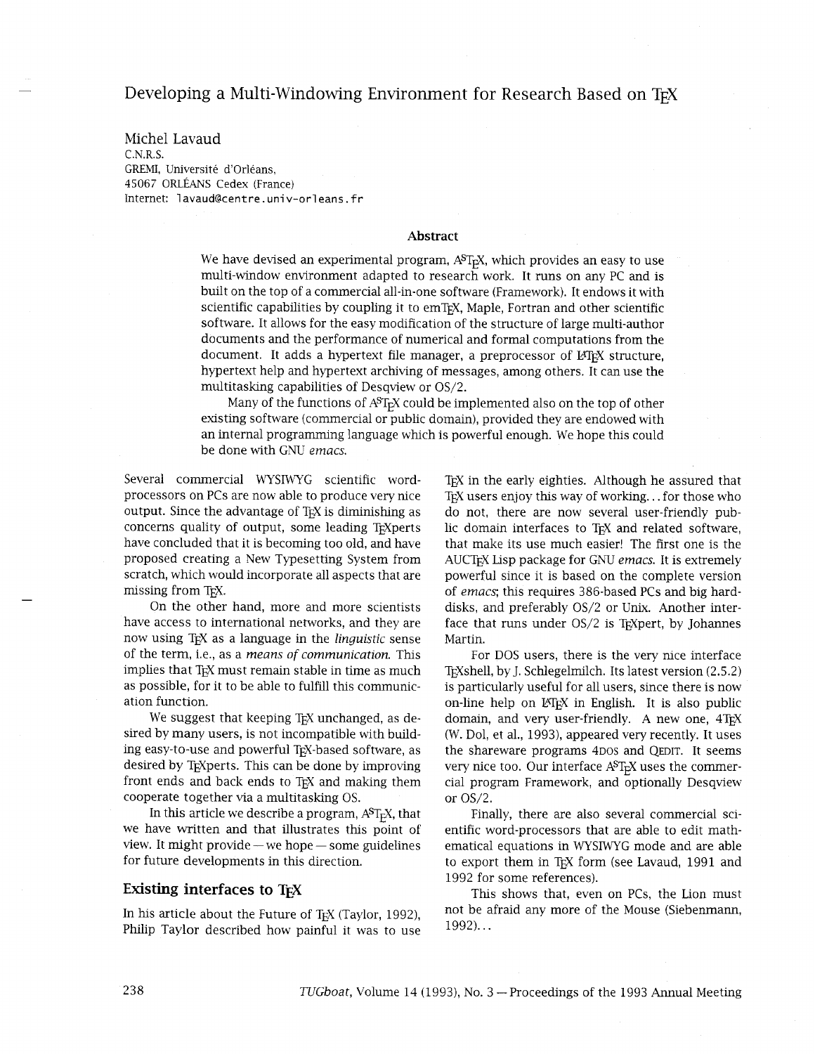# Developing a Multi-Windowing Environment for Research Based on TEX

Michel Lavaud
C.N.R.S.
GREMI, Université d'Orléans,
45067 ORLÉANS Cedex (France)
Internet: lavaud@centre.univ-orleans.fr

## Abstract

We have devised an experimental program, ASTEX, which provides an easy to use multi-window environment adapted to research work. It runs on any PC and is built on the top of a commercial all-in-one software (Framework). It endows it with scientific capabilities by coupling it to emTEX, Maple, Fortran and other scientific software. It allows for the easy modification of the structure of large multi-author documents and the performance of numerical and formal computations from the document. It adds a hypertext file manager, a preprocessor of LATEX structure, hypertext help and hypertext archiving of messages, among others. It can use the multitasking capabilities of Desqview or OS/2.

Many of the functions of ASTEX could be implemented also on the top of other existing software (commercial or public domain), provided they are endowed with an internal programming language which is powerful enough. We hope this could be done with GNU *emacs*.

Several commercial WYSIWYG scientific word-processors on PCs are now able to produce very nice output. Since the advantage of TEX is diminishing as concerns quality of output, some leading TEXperts have concluded that it is becoming too old, and have proposed creating a New Typesetting System from scratch, which would incorporate all aspects that are missing from TEX.

On the other hand, more and more scientists have access to international networks, and they are now using TEX as a language in the *linguistic* sense of the term, i.e., as a *means of communication*. This implies that TEX must remain stable in time as much as possible, for it to be able to fulfill this communication function.

We suggest that keeping TEX unchanged, as desired by many users, is not incompatible with building easy-to-use and powerful TEX-based software, as desired by TEXperts. This can be done by improving front ends and back ends to TEX and making them cooperate together via a multitasking OS.

In this article we describe a program, ASTEX, that we have written and that illustrates this point of view. It might provide — we hope — some guidelines for future developments in this direction.

## Existing interfaces to TEX

In his article about the Future of TEX (Taylor, 1992), Philip Taylor described how painful it was to use TEX in the early eighties. Although he assured that TEX users enjoy this way of working... for those who do not, there are now several user-friendly public domain interfaces to TEX and related software, that make its use much easier! The first one is the AUCTEX Lisp package for GNU *emacs*. It is extremely powerful since it is based on the complete version of *emacs*; this requires 386-based PCs and big hard-disks, and preferably OS/2 or Unix. Another interface that runs under OS/2 is TEXpert, by Johannes Martin.

For DOS users, there is the very nice interface TEXshell, by J. Schlegelmilch. Its latest version (2.5.2) is particularly useful for all users, since there is now on-line help on LATEX in English. It is also public domain, and very user-friendly. A new one, 4TEX (W. Dol, et al., 1993), appeared very recently. It uses the shareware programs 4DOS and QEDIT. It seems very nice too. Our interface ASTEX uses the commercial program Framework, and optionally Desqview or OS/2.

Finally, there are also several commercial scientific word-processors that are able to edit mathematical equations in WYSIWYG mode and are able to export them in TEX form (see Lavaud, 1991 and 1992 for some references).

This shows that, even on PCs, the Lion must not be afraid any more of the Mouse (Siebenmann, 1992)...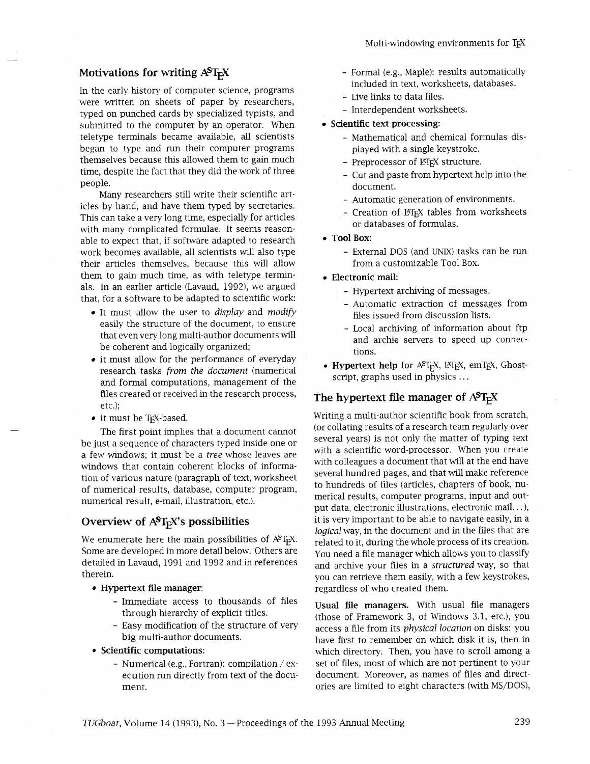## Motivations for writing ASTeX

In the early history of computer science, programs were written on sheets of paper by researchers, typed on punched cards by specialized typists, and submitted to the computer by an operator. When teletype terminals became available, all scientists began to type and run their computer programs themselves because this allowed them to gain much time, despite the fact that they did the work of three people.

Many researchers still write their scientific articles by hand, and have them typed by secretaries. This can take a very long time, especially for articles with many complicated formulae. It seems reasonable to expect that, if software adapted to research work becomes available, all scientists will also type their articles themselves, because this will allow them to gain much time, as with teletype terminals. In an earlier article (Lavaud, 1992), we argued that, for a software to be adapted to scientific work:

- It must allow the user to *display* and *modify* easily the structure of the document, to ensure that even very long multi-author documents will be coherent and logically organized;
- it must allow for the performance of everyday research tasks *from the document* (numerical and formal computations, management of the files created or received in the research process, etc.);
- it must be TeX-based.

The first point implies that a document cannot be just a sequence of characters typed inside one or a few windows; it must be a *tree* whose leaves are windows that contain coherent blocks of information of various nature (paragraph of text, worksheet of numerical results, database, computer program, numerical result, e-mail, illustration, etc.).

## Overview of ASTeX's possibilities

We enumerate here the main possibilities of ASTeX. Some are developed in more detail below. Others are detailed in Lavaud, 1991 and 1992 and in references therein.

- **Hypertext file manager**:
  - Immediate access to thousands of files through hierarchy of explicit titles.
  - Easy modification of the structure of very big multi-author documents.
- **Scientific computations**:
  - Numerical (e.g., Fortran): compilation / execution run directly from text of the document.
  - Formal (e.g., Maple): results automatically included in text, worksheets, databases.
  - Live links to data files.
  - Interdependent worksheets.
- **Scientific text processing**:
  - Mathematical and chemical formulas displayed with a single keystroke.
  - Preprocessor of LaTeX structure.
  - Cut and paste from hypertext help into the document.
  - Automatic generation of environments.
  - Creation of LaTeX tables from worksheets or databases of formulas.
- **Tool Box**:
  - External DOS (and UNIX) tasks can be run from a customizable Tool Box.
- **Electronic mail**:
  - Hypertext archiving of messages.
  - Automatic extraction of messages from files issued from discussion lists.
  - Local archiving of information about ftp and archie servers to speed up connections.
- **Hypertext help** for ASTeX, LaTeX, emTeX, Ghostscript, graphs used in physics ...

## The hypertext file manager of ASTeX

Writing a multi-author scientific book from scratch, (or collating results of a research team regularly over several years) is not only the matter of typing text with a scientific word-processor. When you create with colleagues a document that will at the end have several hundred pages, and that will make reference to hundreds of files (articles, chapters of book, numerical results, computer programs, input and output data, electronic illustrations, electronic mail...), it is very important to be able to navigate easily, in a *logical* way, in the document and in the files that are related to it, during the whole process of its creation. You need a file manager which allows you to classify and archive your files in a *structured* way, so that you can retrieve them easily, with a few keystrokes, regardless of who created them.

**Usual file managers.** With usual file managers (those of Framework 3, of Windows 3.1, etc.), you access a file from its *physical location* on disks: you have first to remember on which disk it is, then in which directory. Then, you have to scroll among a set of files, most of which are not pertinent to your document. Moreover, as names of files and directories are limited to eight characters (with MS/DOS),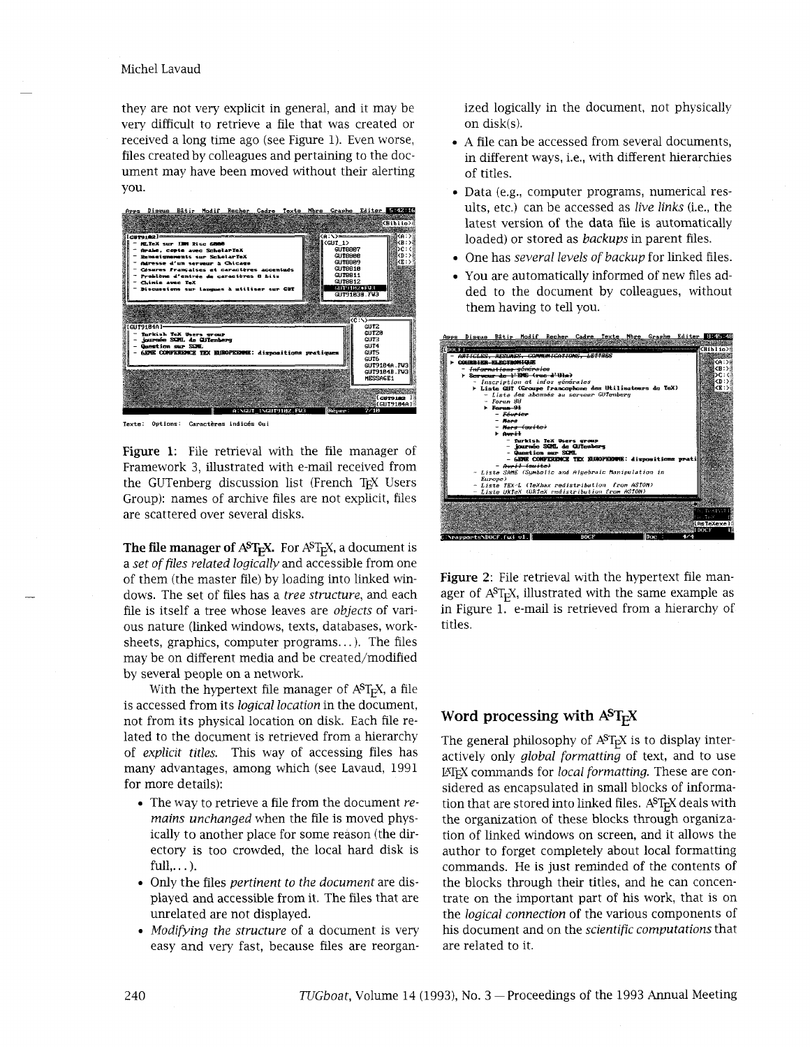they are not very explicit in general, and it may be very difficult to retrieve a file that was created or received a long time ago (see Figure 1). Even worse, files created by colleagues and pertaining to the document may have been moved without their alerting you.

**Figure 1**: File retrieval with the file manager of Framework 3, illustrated with e-mail received from the GUTenberg discussion list (French TEX Users Group): names of archive files are not explicit, files are scattered over several disks.

**The file manager of ASTEX.** For ASTEX, a document is a *set of files related logically* and accessible from one of them (the master file) by loading into linked windows. The set of files has a *tree structure*, and each file is itself a tree whose leaves are *objects* of various nature (linked windows, texts, databases, worksheets, graphics, computer programs...). The files may be on different media and be created/modified by several people on a network.

With the hypertext file manager of ASTEX, a file is accessed from its *logical location* in the document, not from its physical location on disk. Each file related to the document is retrieved from a hierarchy of *explicit titles*. This way of accessing files has many advantages, among which (see Lavaud, 1991 for more details):

- The way to retrieve a file from the document *remains unchanged* when the file is moved physically to another place for some reason (the directory is too crowded, the local hard disk is full,...).
- Only the files *pertinent to the document* are displayed and accessible from it. The files that are unrelated are not displayed.
- *Modifying the structure* of a document is very easy and very fast, because files are reorganized logically in the document, not physically on disk(s).
- A file can be accessed from several documents, in different ways, i.e., with different hierarchies of titles.
- Data (e.g., computer programs, numerical results, etc.) can be accessed as *live links* (i.e., the latest version of the data file is automatically loaded) or stored as *backups* in parent files.
- One has *several levels of backup* for linked files.
- You are automatically informed of new files added to the document by colleagues, without them having to tell you.

**Figure 2**: File retrieval with the hypertext file manager of ASTEX, illustrated with the same example as in Figure 1. e-mail is retrieved from a hierarchy of titles.

## Word processing with ASTEX

The general philosophy of ASTEX is to display interactively only *global formatting* of text, and to use LATEX commands for *local formatting*. These are considered as encapsulated in small blocks of information that are stored into linked files. ASTEX deals with the organization of these blocks through organization of linked windows on screen, and it allows the author to forget completely about local formatting commands. He is just reminded of the contents of the blocks through their titles, and he can concentrate on the important part of his work, that is on the *logical connection* of the various components of his document and on the *scientific computations* that are related to it.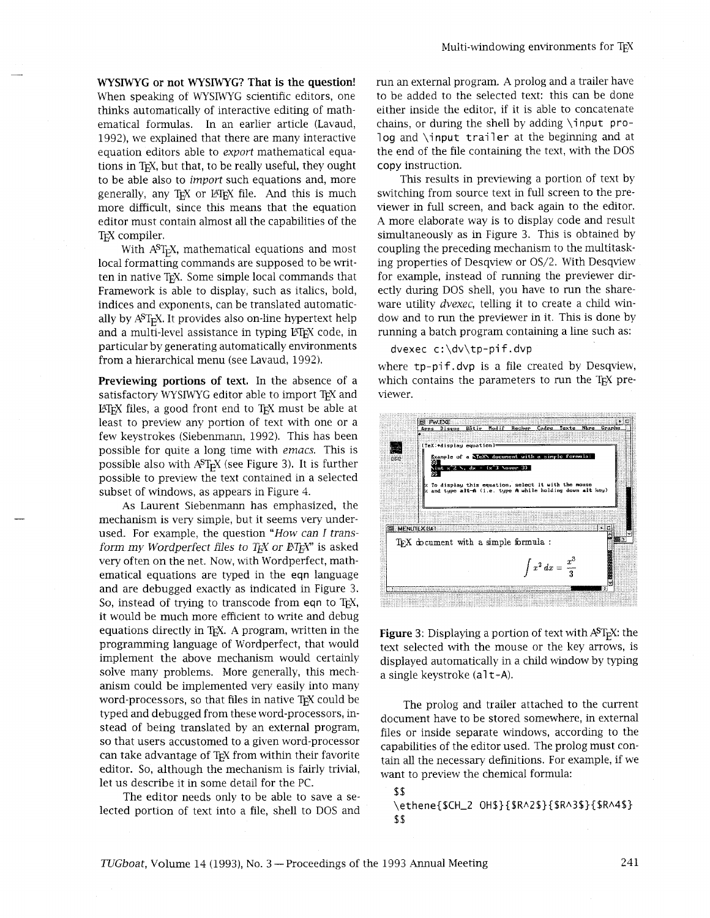**WYSIWYG or not WYSIWYG? That is the question!** When speaking of WYSIWYG scientific editors, one thinks automatically of interactive editing of mathematical formulas. In an earlier article (Lavaud, 1992), we explained that there are many interactive equation editors able to *export* mathematical equations in TEX, but that, to be really useful, they ought to be able also to *import* such equations and, more generally, any TEX or LATEX file. And this is much more difficult, since this means that the equation editor must contain almost all the capabilities of the TEX compiler.

With A^S^TEX, mathematical equations and most local formatting commands are supposed to be written in native TEX. Some simple local commands that Framework is able to display, such as italics, bold, indices and exponents, can be translated automatically by A^S^TEX. It provides also on-line hypertext help and a multi-level assistance in typing LATEX code, in particular by generating automatically environments from a hierarchical menu (see Lavaud, 1992).

**Previewing portions of text.** In the absence of a satisfactory WYSIWYG editor able to import TEX and LATEX files, a good front end to TEX must be able at least to preview any portion of text with one or a few keystrokes (Siebenmann, 1992). This has been possible for quite a long time with *emacs*. This is possible also with A^S^TEX (see Figure 3). It is further possible to preview the text contained in a selected subset of windows, as appears in Figure 4.

As Laurent Siebenmann has emphasized, the mechanism is very simple, but it seems very underused. For example, the question "*How can I transform my Wordperfect files to TEX or LATEX*" is asked very often on the net. Now, with Wordperfect, mathematical equations are typed in the `eqn` language and are debugged exactly as indicated in Figure 3. So, instead of trying to transcode from `eqn` to TEX, it would be much more efficient to write and debug equations directly in TEX. A program, written in the programming language of Wordperfect, that would implement the above mechanism would certainly solve many problems. More generally, this mechanism could be implemented very easily into many word-processors, so that files in native TEX could be typed and debugged from these word-processors, instead of being translated by an external program, so that users accustomed to a given word-processor can take advantage of TEX from within their favorite editor. So, although the mechanism is fairly trivial, let us describe it in some detail for the PC.

The editor needs only to be able to save a selected portion of text into a file, shell to DOS and run an external program. A prolog and a trailer have to be added to the selected text: this can be done either inside the editor, if it is able to concatenate chains, or during the shell by adding `\input prolog` and `\input trailer` at the beginning and at the end of the file containing the text, with the DOS copy instruction.

This results in previewing a portion of text by switching from source text in full screen to the previewer in full screen, and back again to the editor. A more elaborate way is to display code and result simultaneously as in Figure 3. This is obtained by coupling the preceding mechanism to the multitasking properties of Desqview or OS/2. With Desqview for example, instead of running the previewer directly during DOS shell, you have to run the shareware utility *dvexec*, telling it to create a child window and to run the previewer in it. This is done by running a batch program containing a line such as:

```
dvexec c:\dv\tp-pif.dvp
```

where `tp-pif.dvp` is a file created by Desqview, which contains the parameters to run the TEX previewer.

**Figure 3**: Displaying a portion of text with A^S^TEX: the text selected with the mouse or the key arrows, is displayed automatically in a child window by typing a single keystroke (`alt-A`).

The prolog and trailer attached to the current document have to be stored somewhere, in external files or inside separate windows, according to the capabilities of the editor used. The prolog must contain all the necessary definitions. For example, if we want to preview the chemical formula:

```
$$
\ethene{$CH_2 OH$}{$R^2$}{$R^3$}{$R^4$}
$$
```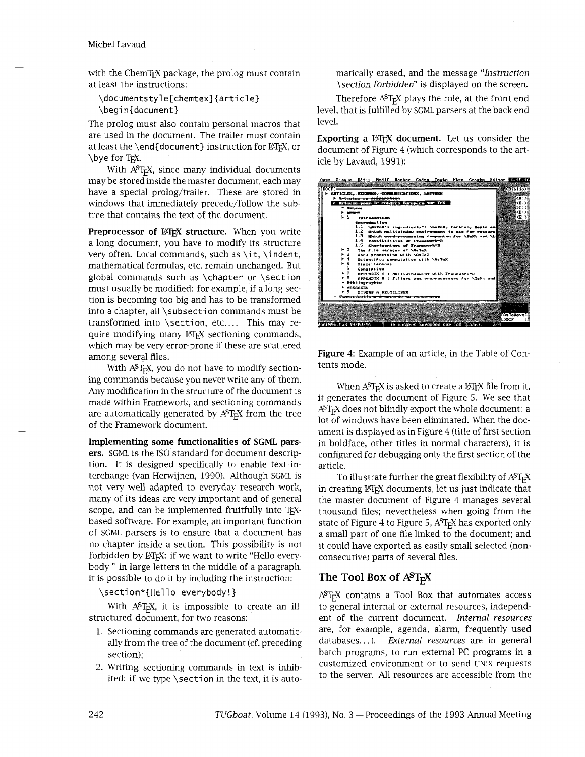with the ChemTEX package, the prolog must contain at least the instructions:

```
\documentstyle[chemtex]{article}
\begin{document}
```

The prolog must also contain personal macros that are used in the document. The trailer must contain at least the `\end{document}` instruction for LaTeX, or `\bye` for TeX.

With ASTEX, since many individual documents may be stored inside the master document, each may have a special prolog/trailer. These are stored in windows that immediately precede/follow the subtree that contains the text of the document.

**Preprocessor of LaTeX structure.** When you write a long document, you have to modify its structure very often. Local commands, such as `\it`, `\indent`, mathematical formulas, etc. remain unchanged. But global commands such as `\chapter` or `\section` must usually be modified: for example, if a long section is becoming too big and has to be transformed into a chapter, all `\subsection` commands must be transformed into `\section`, etc.... This may require modifying many LaTeX sectioning commands, which may be very error-prone if these are scattered among several files.

With ASTEX, you do not have to modify sectioning commands because you never write any of them. Any modification in the structure of the document is made within Framework, and sectioning commands are automatically generated by ASTEX from the tree of the Framework document.

**Implementing some functionalities of SGML parsers.** SGML is the ISO standard for document description. It is designed specifically to enable text interchange (van Herwijnen, 1990). Although SGML is not very well adapted to everyday research work, many of its ideas are very important and of general scope, and can be implemented fruitfully into TeX-based software. For example, an important function of SGML parsers is to ensure that a document has no chapter inside a section. This possibility is not forbidden by LaTeX: if we want to write "Hello everybody!" in large letters in the middle of a paragraph, it is possible to do it by including the instruction:

```
\section*{Hello everybody!}
```

With ASTEX, it is impossible to create an ill-structured document, for two reasons:

1. Sectioning commands are generated automatically from the tree of the document (cf. preceding section);
2. Writing sectioning commands in text is inhibited: if we type `\section` in the text, it is automatically erased, and the message "*Instruction \section forbidden*" is displayed on the screen.

Therefore ASTEX plays the role, at the front end level, that is fulfilled by SGML parsers at the back end level.

**Exporting a LaTeX document.** Let us consider the document of Figure 4 (which corresponds to the article by Lavaud, 1991):

**Figure 4**: Example of an article, in the Table of Contents mode.

When ASTEX is asked to create a LaTeX file from it, it generates the document of Figure 5. We see that ASTEX does not blindly export the whole document: a lot of windows have been eliminated. When the document is displayed as in Figure 4 (title of first section in boldface, other titles in normal characters), it is configured for debugging only the first section of the article.

To illustrate further the great flexibility of ASTEX in creating LaTeX documents, let us just indicate that the master document of Figure 4 manages several thousand files; nevertheless when going from the state of Figure 4 to Figure 5, ASTEX has exported only a small part of one file linked to the document; and it could have exported as easily small selected (non-consecutive) parts of several files.

## The Tool Box of ASTEX

ASTEX contains a Tool Box that automates access to general internal or external resources, independent of the current document. *Internal resources* are, for example, agenda, alarm, frequently used databases...). *External resources* are in general batch programs, to run external PC programs in a customized environment or to send UNIX requests to the server. All resources are accessible from the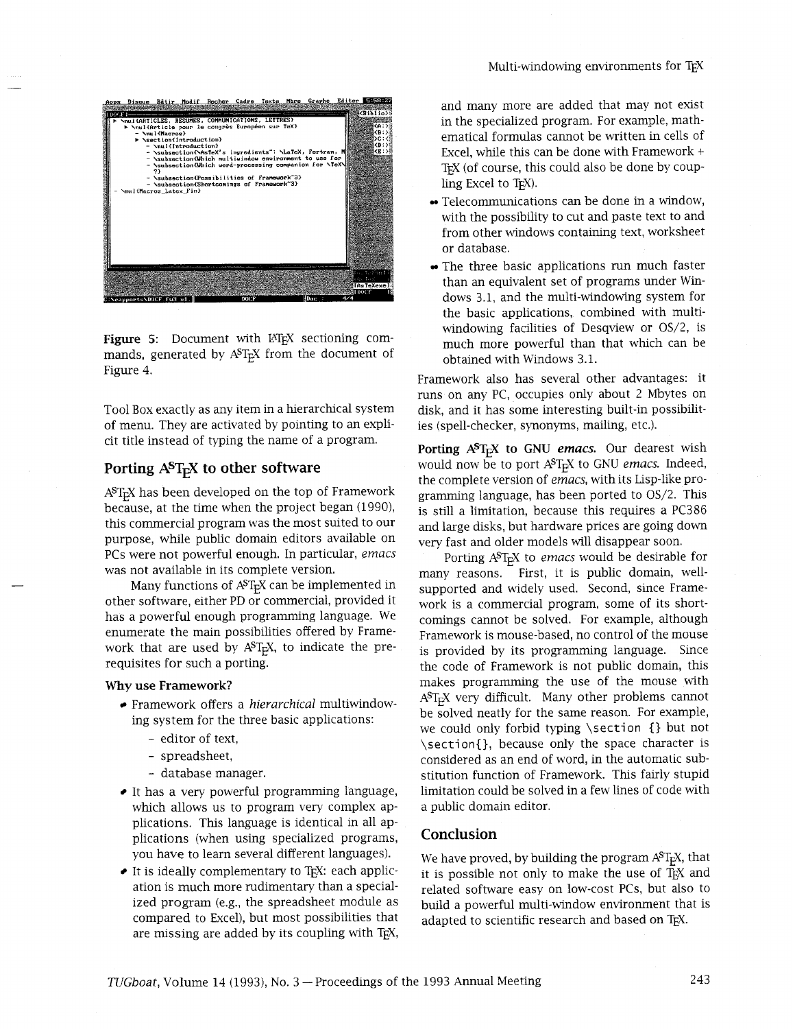Figure 5: Document with LaTeX sectioning commands, generated by ASTeX from the document of Figure 4.

Tool Box exactly as any item in a hierarchical system of menu. They are activated by pointing to an explicit title instead of typing the name of a program.

## Porting ASTeX to other software

ASTeX has been developed on the top of Framework because, at the time when the project began (1990), this commercial program was the most suited to our purpose, while public domain editors available on PCs were not powerful enough. In particular, *emacs* was not available in its complete version.

Many functions of ASTeX can be implemented in other software, either PD or commercial, provided it has a powerful enough programming language. We enumerate the main possibilities offered by Framework that are used by ASTeX, to indicate the prerequisites for such a porting.

### Why use Framework?

- Framework offers a *hierarchical* multiwindowing system for the three basic applications:
  - editor of text,
  - spreadsheet,
  - database manager.
- It has a very powerful programming language, which allows us to program very complex applications. This language is identical in all applications (when using specialized programs, you have to learn several different languages).
- It is ideally complementary to TeX: each application is much more rudimentary than a specialized program (e.g., the spreadsheet module as compared to Excel), but most possibilities that are missing are added by its coupling with TeX, and many more are added that may not exist in the specialized program. For example, mathematical formulas cannot be written in cells of Excel, while this can be done with Framework + TeX (of course, this could also be done by coupling Excel to TeX).
- Telecommunications can be done in a window, with the possibility to cut and paste text to and from other windows containing text, worksheet or database.
- The three basic applications run much faster than an equivalent set of programs under Windows 3.1, and the multi-windowing system for the basic applications, combined with multiwindowing facilities of Desqview or OS/2, is much more powerful than that which can be obtained with Windows 3.1.

Framework also has several other advantages: it runs on any PC, occupies only about 2 Mbytes on disk, and it has some interesting built-in possibilities (spell-checker, synonyms, mailing, etc.).

**Porting ASTeX to GNU *emacs*.** Our dearest wish would now be to port ASTeX to GNU *emacs*. Indeed, the complete version of *emacs*, with its Lisp-like programming language, has been ported to OS/2. This is still a limitation, because this requires a PC386 and large disks, but hardware prices are going down very fast and older models will disappear soon.

Porting ASTeX to *emacs* would be desirable for many reasons. First, it is public domain, well-supported and widely used. Second, since Framework is a commercial program, some of its shortcomings cannot be solved. For example, although Framework is mouse-based, no control of the mouse is provided by its programming language. Since the code of Framework is not public domain, this makes programming the use of the mouse with ASTeX very difficult. Many other problems cannot be solved neatly for the same reason. For example, we could only forbid typing `\section {}` but not `\section{}`, because only the space character is considered as an end of word, in the automatic substitution function of Framework. This fairly stupid limitation could be solved in a few lines of code with a public domain editor.

## Conclusion

We have proved, by building the program ASTeX, that it is possible not only to make the use of TeX and related software easy on low-cost PCs, but also to build a powerful multi-window environment that is adapted to scientific research and based on TeX.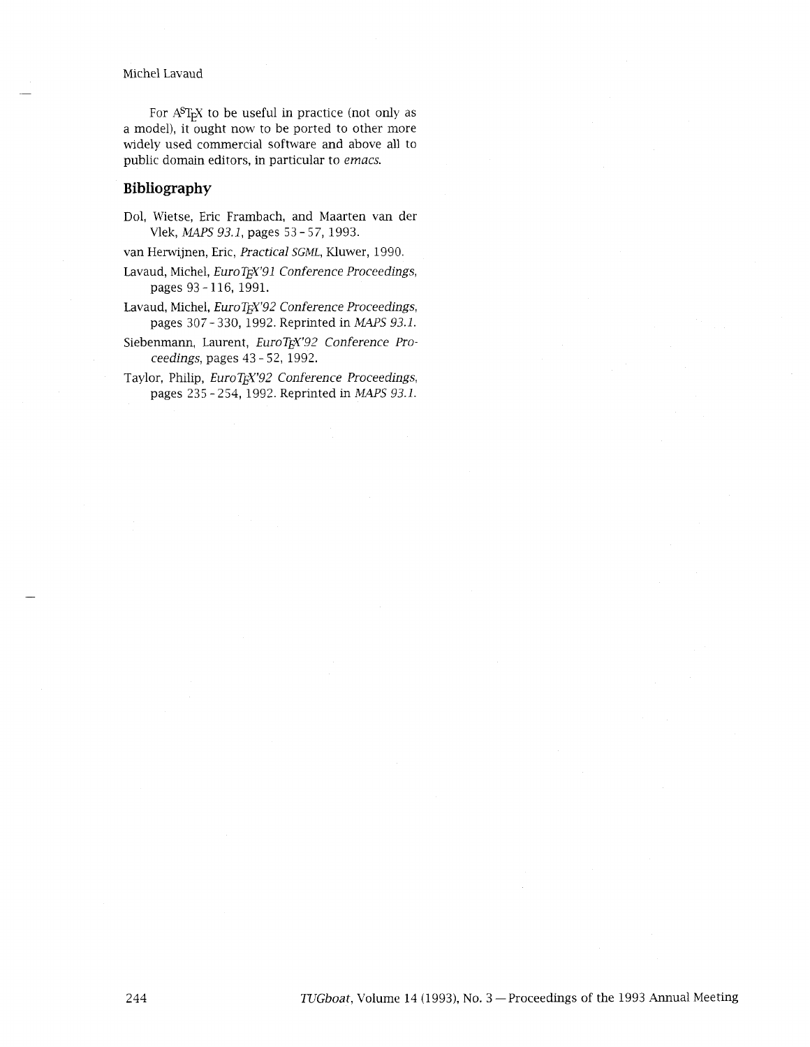For A^S^TeX to be useful in practice (not only as a model), it ought now to be ported to other more widely used commercial software and above all to public domain editors, in particular to *emacs*.

## Bibliography

Dol, Wietse, Eric Frambach, and Maarten van der Vlek, *MAPS 93.1*, pages 53 - 57, 1993.

van Herwijnen, Eric, *Practical SGML*, Kluwer, 1990.

Lavaud, Michel, *EuroTeX'91 Conference Proceedings*, pages 93 - 116, 1991.

Lavaud, Michel, *EuroTeX'92 Conference Proceedings*, pages 307 - 330, 1992. Reprinted in *MAPS 93.1*.

Siebenmann, Laurent, *EuroTeX'92 Conference Proceedings*, pages 43 - 52, 1992.

Taylor, Philip, *EuroTeX'92 Conference Proceedings*, pages 235 - 254, 1992. Reprinted in *MAPS 93.1*.